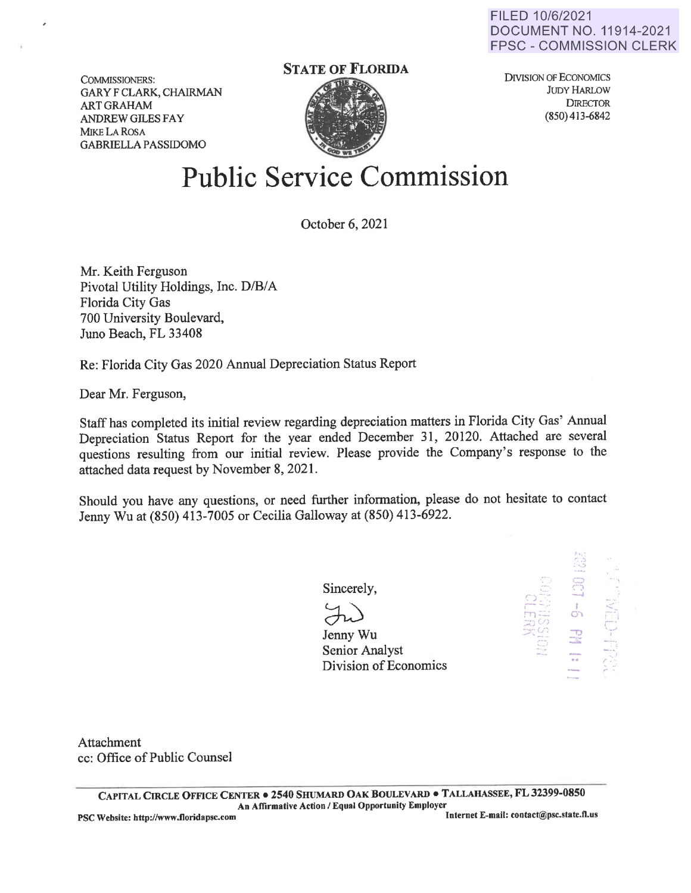FILED 10/6/2021
DOCUMENT NO. 11914-2021
FPSC - COMMISSION CLERK

COMMISSIONERS:
GARY F CLARK, CHAIRMAN
ART GRAHAM
ANDREW GILES FAY
MIKE LA ROSA
GABRIELLA PASSIDOMO

**STATE OF FLORIDA**

DIVISION OF ECONOMICS
JUDY HARLOW
DIRECTOR
(850) 413-6842

# Public Service Commission

October 6, 2021

Mr. Keith Ferguson
Pivotal Utility Holdings, Inc. D/B/A
Florida City Gas
700 University Boulevard,
Juno Beach, FL 33408

Re: Florida City Gas 2020 Annual Depreciation Status Report

Dear Mr. Ferguson,

Staff has completed its initial review regarding depreciation matters in Florida City Gas' Annual Depreciation Status Report for the year ended December 31, 20120. Attached are several questions resulting from our initial review. Please provide the Company's response to the attached data request by November 8, 2021.

Should you have any questions, or need further information, please do not hesitate to contact Jenny Wu at (850) 413-7005 or Cecilia Galloway at (850) 413-6922.

Sincerely,

Jenny Wu
Senior Analyst
Division of Economics

2021 OCT -6 PM 1:11
COMMISSION CLERK

Attachment
cc: Office of Public Counsel

CAPITAL CIRCLE OFFICE CENTER • 2540 SHUMARD OAK BOULEVARD • TALLAHASSEE, FL 32399-0850
An Affirmative Action / Equal Opportunity Employer
PSC Website: http://www.floridapsc.com Internet E-mail: contact@psc.state.fl.us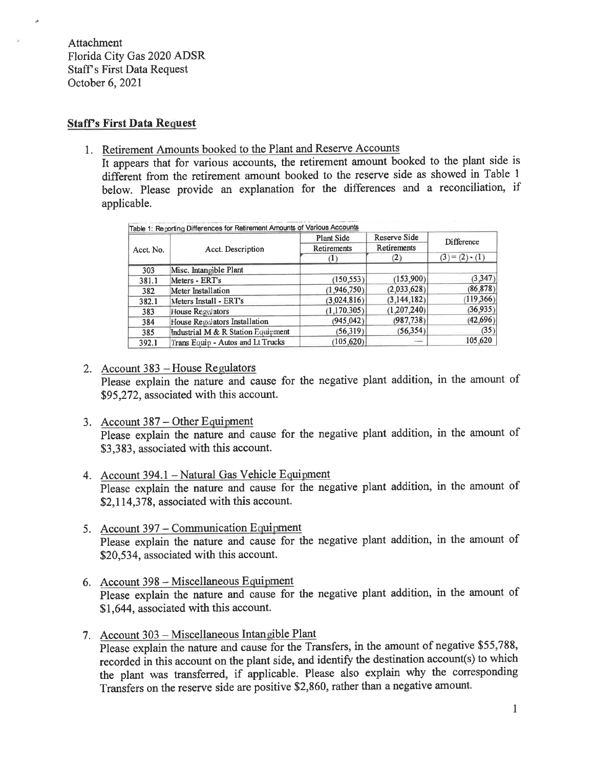Attachment
Florida City Gas 2020 ADSR
Staff's First Data Request
October 6, 2021

**Staff's First Data Request**

1. Retirement Amounts booked to the Plant and Reserve Accounts
   It appears that for various accounts, the retirement amount booked to the plant side is different from the retirement amount booked to the reserve side as showed in Table 1 below. Please provide an explanation for the differences and a reconciliation, if applicable.

Table 1: Reporting Differences for Retirement Amounts of Various Accounts

| Acct. No. | Acct. Description | Plant Side Retirements (1) | Reserve Side Retirements (2) | Difference (3) = (2) - (1) |
|---|---|---|---|---|
| 303 | Misc. Intangible Plant | | | |
| 381.1 | Meters - ERT's | (150,553) | (153,900) | (3,347) |
| 382 | Meter Installation | (1,946,750) | (2,033,628) | (86,878) |
| 382.1 | Meters Install - ERT's | (3,024,816) | (3,144,182) | (119,366) |
| 383 | House Regulators | (1,170,305) | (1,207,240) | (36,935) |
| 384 | House Regulators Installation | (945,042) | (987,738) | (42,696) |
| 385 | Industrial M & R Station Equipment | (56,319) | (56,354) | (35) |
| 392.1 | Trans Equip - Autos and Lt Trucks | (105,620) | — | 105,620 |

2. Account 383 – House Regulators
   Please explain the nature and cause for the negative plant addition, in the amount of \$95,272, associated with this account.

3. Account 387 – Other Equipment
   Please explain the nature and cause for the negative plant addition, in the amount of \$3,383, associated with this account.

4. Account 394.1 – Natural Gas Vehicle Equipment
   Please explain the nature and cause for the negative plant addition, in the amount of \$2,114,378, associated with this account.

5. Account 397 – Communication Equipment
   Please explain the nature and cause for the negative plant addition, in the amount of \$20,534, associated with this account.

6. Account 398 – Miscellaneous Equipment
   Please explain the nature and cause for the negative plant addition, in the amount of \$1,644, associated with this account.

7. Account 303 – Miscellaneous Intangible Plant
   Please explain the nature and cause for the Transfers, in the amount of negative \$55,788, recorded in this account on the plant side, and identify the destination account(s) to which the plant was transferred, if applicable. Please also explain why the corresponding Transfers on the reserve side are positive \$2,860, rather than a negative amount.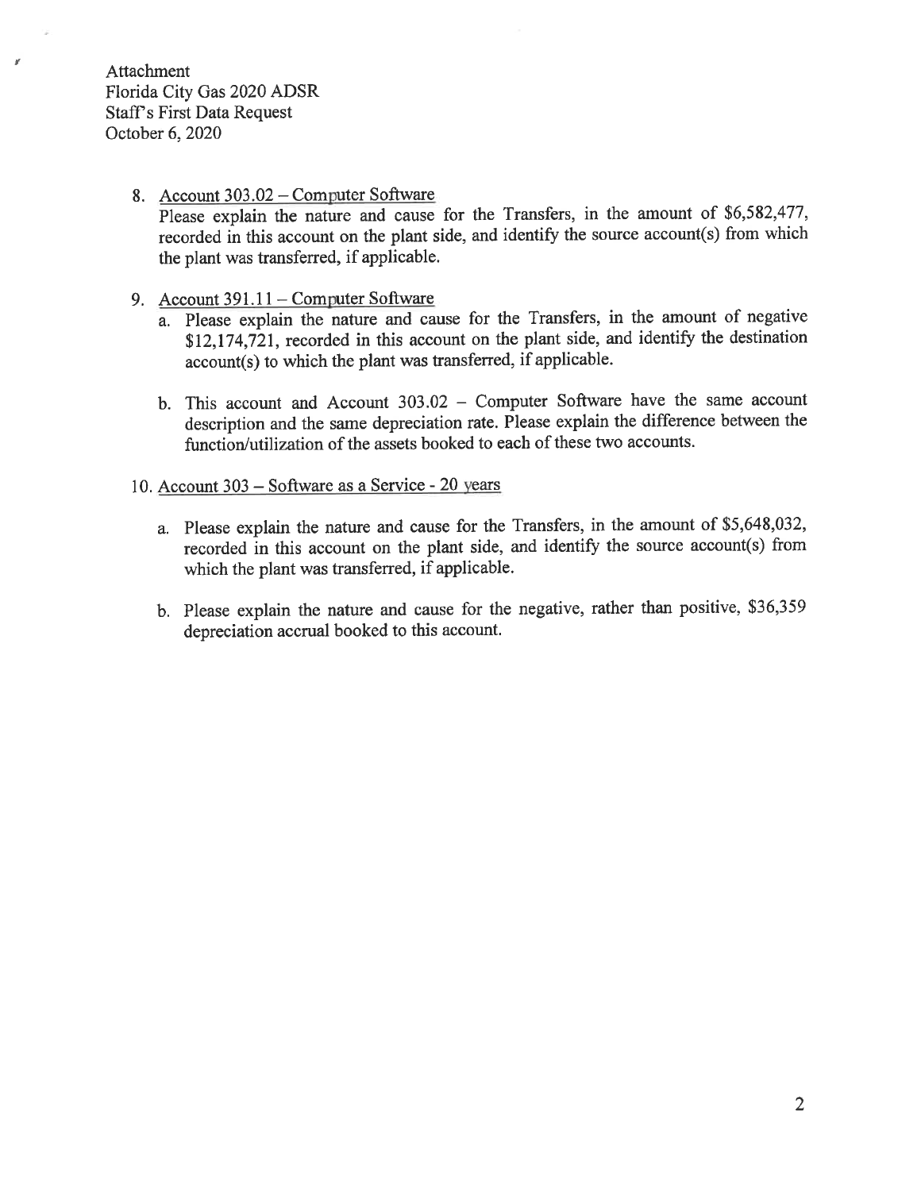Attachment
Florida City Gas 2020 ADSR
Staff's First Data Request
October 6, 2020

8. Account 303.02 – Computer Software
   Please explain the nature and cause for the Transfers, in the amount of $6,582,477, recorded in this account on the plant side, and identify the source account(s) from which the plant was transferred, if applicable.

9. Account 391.11 – Computer Software
   a. Please explain the nature and cause for the Transfers, in the amount of negative $12,174,721, recorded in this account on the plant side, and identify the destination account(s) to which the plant was transferred, if applicable.

   b. This account and Account 303.02 – Computer Software have the same account description and the same depreciation rate. Please explain the difference between the function/utilization of the assets booked to each of these two accounts.

10. Account 303 – Software as a Service - 20 years

    a. Please explain the nature and cause for the Transfers, in the amount of $5,648,032, recorded in this account on the plant side, and identify the source account(s) from which the plant was transferred, if applicable.

    b. Please explain the nature and cause for the negative, rather than positive, $36,359 depreciation accrual booked to this account.